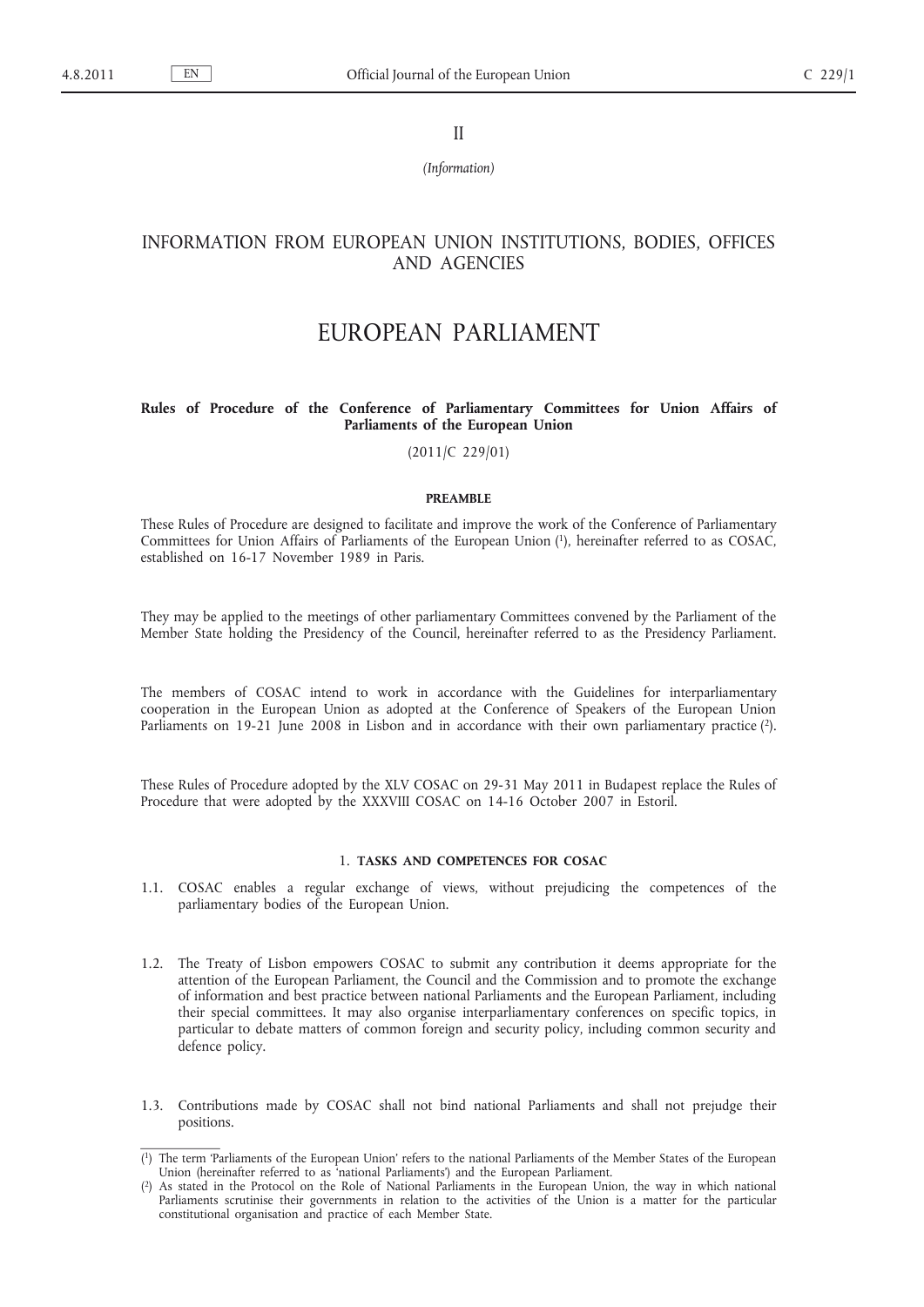II

*(Information)*

# INFORMATION FROM EUROPEAN UNION INSTITUTIONS, BODIES, OFFICES AND AGENCIES

# EUROPEAN PARLIAMENT

## Rules of Procedure of the Conference of Parliamentary Committees for Union Affairs of Parliaments of the European Union

(2011/C 229/01)

### PREAMBLE

These Rules of Procedure are designed to facilitate and improve the work of the Conference of Parliamentary Committees for Union Affairs of Parliaments of the European Union [1], hereinafter referred to as COSAC, established on 16-17 November 1989 in Paris.

They may be applied to the meetings of other parliamentary Committees convened by the Parliament of the Member State holding the Presidency of the Council, hereinafter referred to as the Presidency Parliament.

The members of COSAC intend to work in accordance with the Guidelines for interparliamentary cooperation in the European Union as adopted at the Conference of Speakers of the European Union Parliaments on 19-21 June 2008 in Lisbon and in accordance with their own parliamentary practice [2].

These Rules of Procedure adopted by the XLV COSAC on 29-31 May 2011 in Budapest replace the Rules of Procedure that were adopted by the XXXVIII COSAC on 14-16 October 2007 in Estoril.

### 1. TASKS AND COMPETENCES FOR COSAC

1.1. COSAC enables a regular exchange of views, without prejudicing the competences of the parliamentary bodies of the European Union.

1.2. The Treaty of Lisbon empowers COSAC to submit any contribution it deems appropriate for the attention of the European Parliament, the Council and the Commission and to promote the exchange of information and best practice between national Parliaments and the European Parliament, including their special committees. It may also organise interparliamentary conferences on specific topics, in particular to debate matters of common foreign and security policy, including common security and defence policy.

1.3. Contributions made by COSAC shall not bind national Parliaments and shall not prejudge their positions.

---

[1] The term 'Parliaments of the European Union' refers to the national Parliaments of the Member States of the European Union (hereinafter referred to as 'national Parliaments') and the European Parliament.

[2] As stated in the Protocol on the Role of National Parliaments in the European Union, the way in which national Parliaments scrutinise their governments in relation to the activities of the Union is a matter for the particular constitutional organisation and practice of each Member State.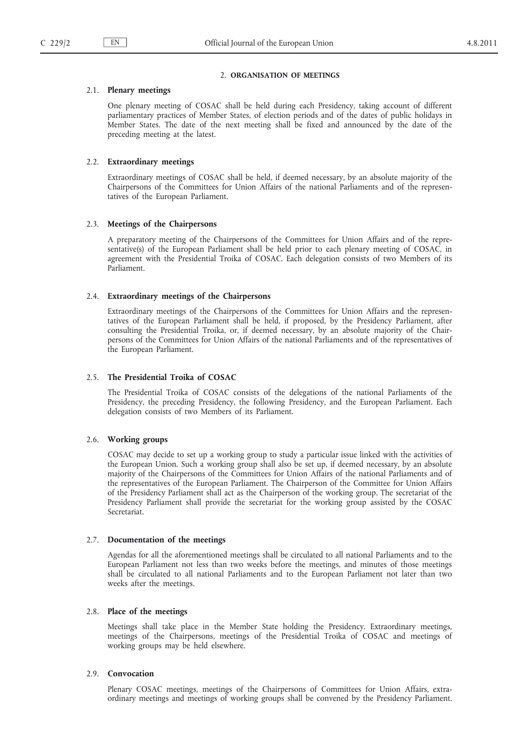## 2. ORGANISATION OF MEETINGS

### 2.1. Plenary meetings

One plenary meeting of COSAC shall be held during each Presidency, taking account of different parliamentary practices of Member States, of election periods and of the dates of public holidays in Member States. The date of the next meeting shall be fixed and announced by the date of the preceding meeting at the latest.

### 2.2. Extraordinary meetings

Extraordinary meetings of COSAC shall be held, if deemed necessary, by an absolute majority of the Chairpersons of the Committees for Union Affairs of the national Parliaments and of the representatives of the European Parliament.

### 2.3. Meetings of the Chairpersons

A preparatory meeting of the Chairpersons of the Committees for Union Affairs and of the representative(s) of the European Parliament shall be held prior to each plenary meeting of COSAC, in agreement with the Presidential Troika of COSAC. Each delegation consists of two Members of its Parliament.

### 2.4. Extraordinary meetings of the Chairpersons

Extraordinary meetings of the Chairpersons of the Committees for Union Affairs and the representatives of the European Parliament shall be held, if proposed, by the Presidency Parliament, after consulting the Presidential Troika, or, if deemed necessary, by an absolute majority of the Chairpersons of the Committees for Union Affairs of the national Parliaments and of the representatives of the European Parliament.

### 2.5. The Presidential Troika of COSAC

The Presidential Troika of COSAC consists of the delegations of the national Parliaments of the Presidency, the preceding Presidency, the following Presidency, and the European Parliament. Each delegation consists of two Members of its Parliament.

### 2.6. Working groups

COSAC may decide to set up a working group to study a particular issue linked with the activities of the European Union. Such a working group shall also be set up, if deemed necessary, by an absolute majority of the Chairpersons of the Committees for Union Affairs of the national Parliaments and of the representatives of the European Parliament. The Chairperson of the Committee for Union Affairs of the Presidency Parliament shall act as the Chairperson of the working group. The secretariat of the Presidency Parliament shall provide the secretariat for the working group assisted by the COSAC Secretariat.

### 2.7. Documentation of the meetings

Agendas for all the aforementioned meetings shall be circulated to all national Parliaments and to the European Parliament not less than two weeks before the meetings, and minutes of those meetings shall be circulated to all national Parliaments and to the European Parliament not later than two weeks after the meetings.

### 2.8. Place of the meetings

Meetings shall take place in the Member State holding the Presidency. Extraordinary meetings, meetings of the Chairpersons, meetings of the Presidential Troika of COSAC and meetings of working groups may be held elsewhere.

### 2.9. Convocation

Plenary COSAC meetings, meetings of the Chairpersons of Committees for Union Affairs, extraordinary meetings and meetings of working groups shall be convened by the Presidency Parliament.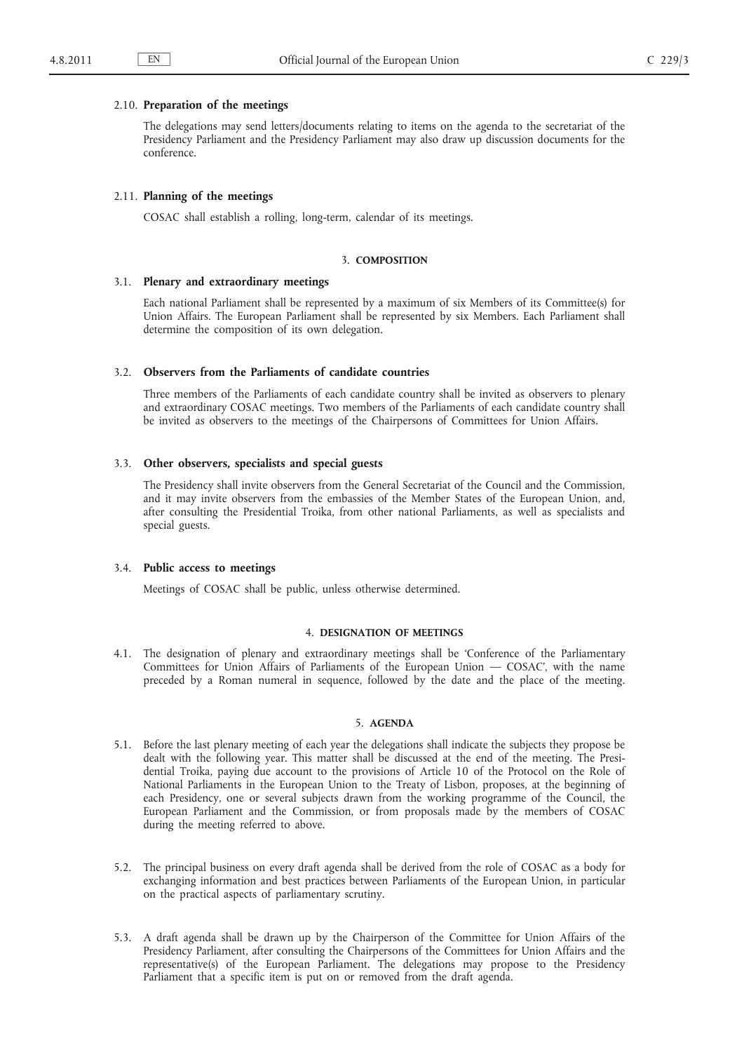### 2.10. **Preparation of the meetings**

The delegations may send letters/documents relating to items on the agenda to the secretariat of the Presidency Parliament and the Presidency Parliament may also draw up discussion documents for the conference.

### 2.11. **Planning of the meetings**

COSAC shall establish a rolling, long-term, calendar of its meetings.

## 3. **COMPOSITION**

### 3.1. **Plenary and extraordinary meetings**

Each national Parliament shall be represented by a maximum of six Members of its Committee(s) for Union Affairs. The European Parliament shall be represented by six Members. Each Parliament shall determine the composition of its own delegation.

### 3.2. **Observers from the Parliaments of candidate countries**

Three members of the Parliaments of each candidate country shall be invited as observers to plenary and extraordinary COSAC meetings. Two members of the Parliaments of each candidate country shall be invited as observers to the meetings of the Chairpersons of Committees for Union Affairs.

### 3.3. **Other observers, specialists and special guests**

The Presidency shall invite observers from the General Secretariat of the Council and the Commission, and it may invite observers from the embassies of the Member States of the European Union, and, after consulting the Presidential Troika, from other national Parliaments, as well as specialists and special guests.

### 3.4. **Public access to meetings**

Meetings of COSAC shall be public, unless otherwise determined.

## 4. **DESIGNATION OF MEETINGS**

4.1. The designation of plenary and extraordinary meetings shall be 'Conference of the Parliamentary Committees for Union Affairs of Parliaments of the European Union — COSAC', with the name preceded by a Roman numeral in sequence, followed by the date and the place of the meeting.

## 5. **AGENDA**

5.1. Before the last plenary meeting of each year the delegations shall indicate the subjects they propose be dealt with the following year. This matter shall be discussed at the end of the meeting. The Presidential Troika, paying due account to the provisions of Article 10 of the Protocol on the Role of National Parliaments in the European Union to the Treaty of Lisbon, proposes, at the beginning of each Presidency, one or several subjects drawn from the working programme of the Council, the European Parliament and the Commission, or from proposals made by the members of COSAC during the meeting referred to above.

5.2. The principal business on every draft agenda shall be derived from the role of COSAC as a body for exchanging information and best practices between Parliaments of the European Union, in particular on the practical aspects of parliamentary scrutiny.

5.3. A draft agenda shall be drawn up by the Chairperson of the Committee for Union Affairs of the Presidency Parliament, after consulting the Chairpersons of the Committees for Union Affairs and the representative(s) of the European Parliament. The delegations may propose to the Presidency Parliament that a specific item is put on or removed from the draft agenda.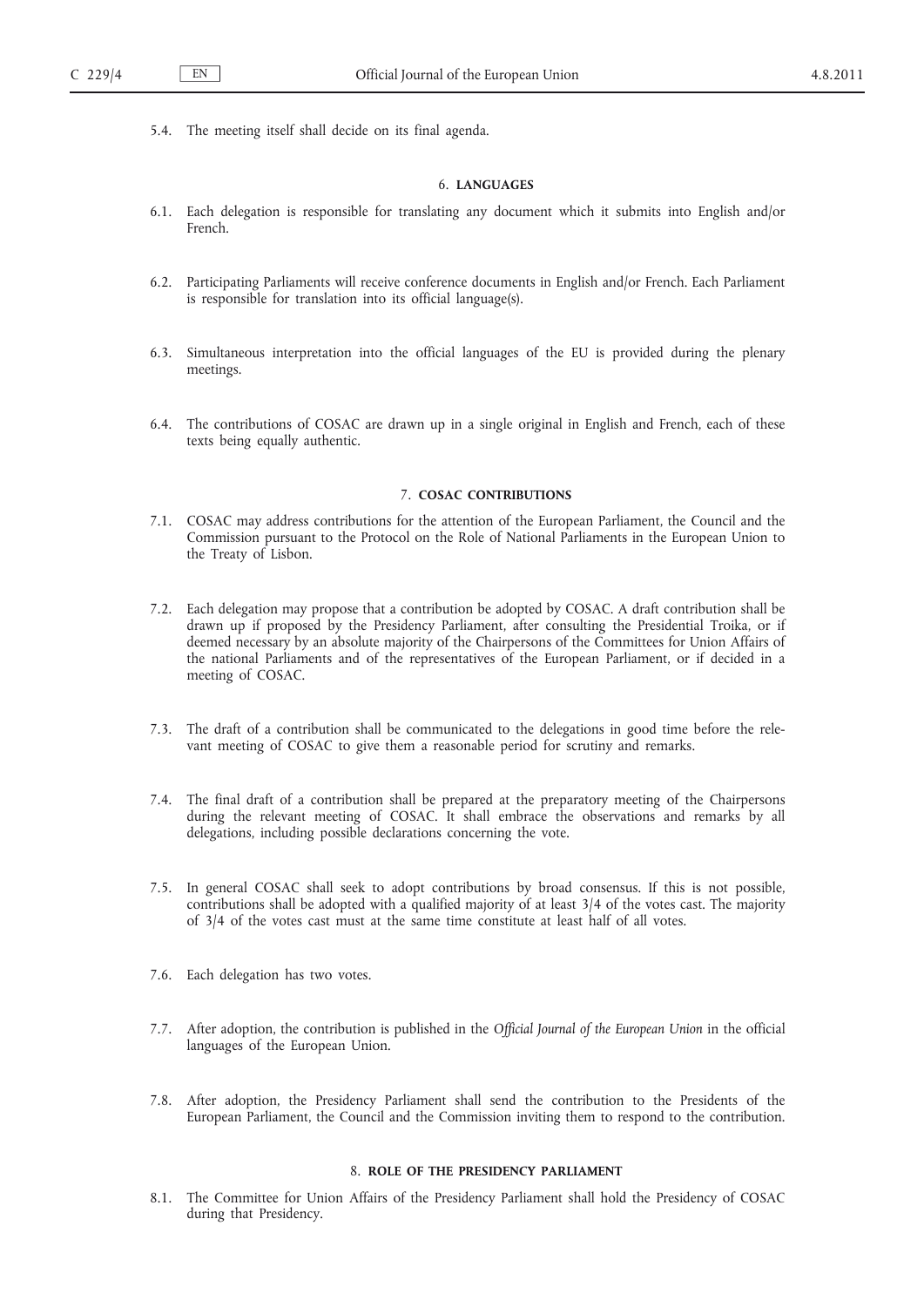5.4. The meeting itself shall decide on its final agenda.

## 6. LANGUAGES

6.1. Each delegation is responsible for translating any document which it submits into English and/or French.

6.2. Participating Parliaments will receive conference documents in English and/or French. Each Parliament is responsible for translation into its official language(s).

6.3. Simultaneous interpretation into the official languages of the EU is provided during the plenary meetings.

6.4. The contributions of COSAC are drawn up in a single original in English and French, each of these texts being equally authentic.

## 7. COSAC CONTRIBUTIONS

7.1. COSAC may address contributions for the attention of the European Parliament, the Council and the Commission pursuant to the Protocol on the Role of National Parliaments in the European Union to the Treaty of Lisbon.

7.2. Each delegation may propose that a contribution be adopted by COSAC. A draft contribution shall be drawn up if proposed by the Presidency Parliament, after consulting the Presidential Troika, or if deemed necessary by an absolute majority of the Chairpersons of the Committees for Union Affairs of the national Parliaments and of the representatives of the European Parliament, or if decided in a meeting of COSAC.

7.3. The draft of a contribution shall be communicated to the delegations in good time before the relevant meeting of COSAC to give them a reasonable period for scrutiny and remarks.

7.4. The final draft of a contribution shall be prepared at the preparatory meeting of the Chairpersons during the relevant meeting of COSAC. It shall embrace the observations and remarks by all delegations, including possible declarations concerning the vote.

7.5. In general COSAC shall seek to adopt contributions by broad consensus. If this is not possible, contributions shall be adopted with a qualified majority of at least 3/4 of the votes cast. The majority of 3/4 of the votes cast must at the same time constitute at least half of all votes.

7.6. Each delegation has two votes.

7.7. After adoption, the contribution is published in the *Official Journal of the European Union* in the official languages of the European Union.

7.8. After adoption, the Presidency Parliament shall send the contribution to the Presidents of the European Parliament, the Council and the Commission inviting them to respond to the contribution.

## 8. ROLE OF THE PRESIDENCY PARLIAMENT

8.1. The Committee for Union Affairs of the Presidency Parliament shall hold the Presidency of COSAC during that Presidency.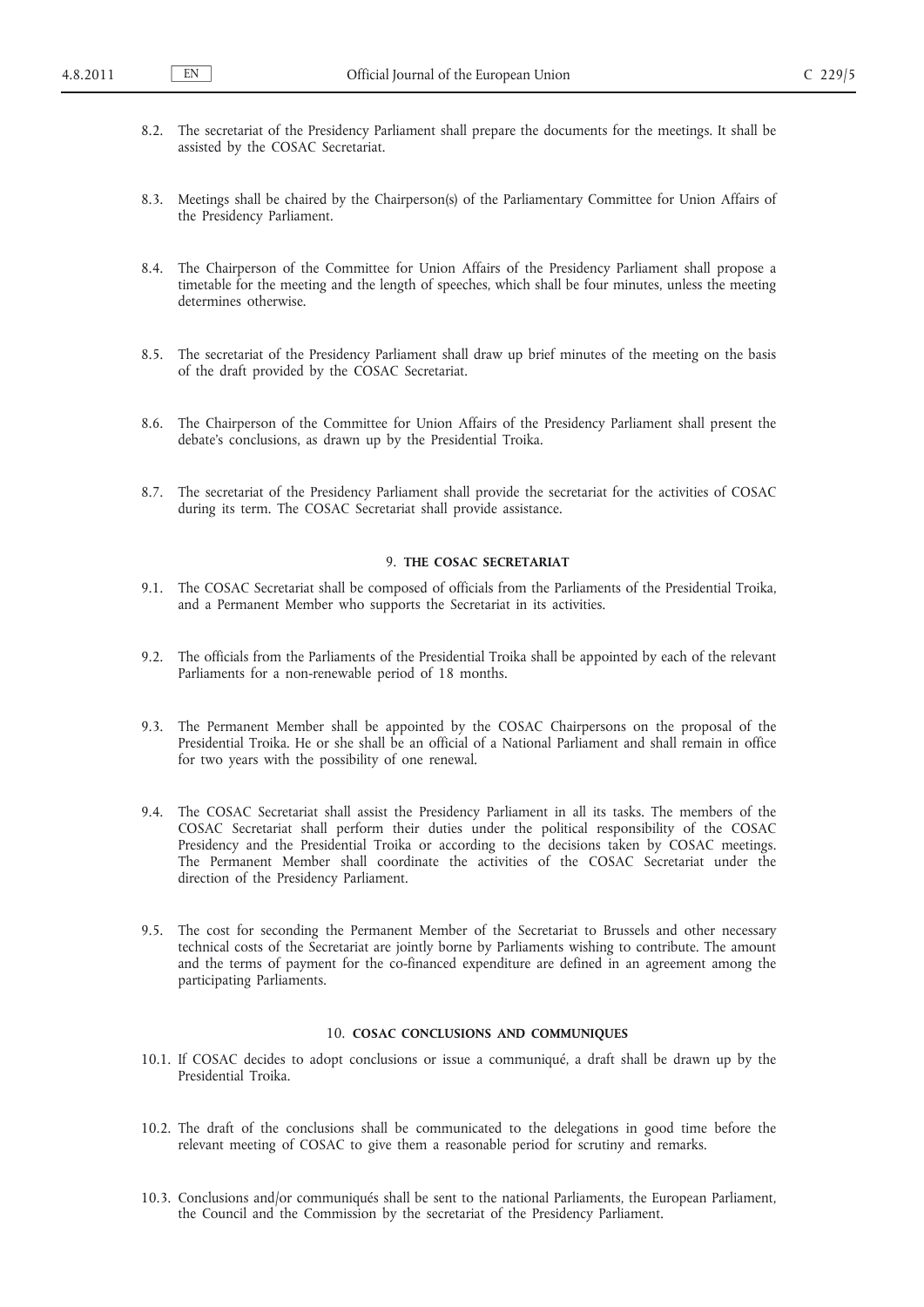8.2. The secretariat of the Presidency Parliament shall prepare the documents for the meetings. It shall be assisted by the COSAC Secretariat.

8.3. Meetings shall be chaired by the Chairperson(s) of the Parliamentary Committee for Union Affairs of the Presidency Parliament.

8.4. The Chairperson of the Committee for Union Affairs of the Presidency Parliament shall propose a timetable for the meeting and the length of speeches, which shall be four minutes, unless the meeting determines otherwise.

8.5. The secretariat of the Presidency Parliament shall draw up brief minutes of the meeting on the basis of the draft provided by the COSAC Secretariat.

8.6. The Chairperson of the Committee for Union Affairs of the Presidency Parliament shall present the debate's conclusions, as drawn up by the Presidential Troika.

8.7. The secretariat of the Presidency Parliament shall provide the secretariat for the activities of COSAC during its term. The COSAC Secretariat shall provide assistance.

## 9. THE COSAC SECRETARIAT

9.1. The COSAC Secretariat shall be composed of officials from the Parliaments of the Presidential Troika, and a Permanent Member who supports the Secretariat in its activities.

9.2. The officials from the Parliaments of the Presidential Troika shall be appointed by each of the relevant Parliaments for a non-renewable period of 18 months.

9.3. The Permanent Member shall be appointed by the COSAC Chairpersons on the proposal of the Presidential Troika. He or she shall be an official of a National Parliament and shall remain in office for two years with the possibility of one renewal.

9.4. The COSAC Secretariat shall assist the Presidency Parliament in all its tasks. The members of the COSAC Secretariat shall perform their duties under the political responsibility of the COSAC Presidency and the Presidential Troika or according to the decisions taken by COSAC meetings. The Permanent Member shall coordinate the activities of the COSAC Secretariat under the direction of the Presidency Parliament.

9.5. The cost for seconding the Permanent Member of the Secretariat to Brussels and other necessary technical costs of the Secretariat are jointly borne by Parliaments wishing to contribute. The amount and the terms of payment for the co-financed expenditure are defined in an agreement among the participating Parliaments.

## 10. COSAC CONCLUSIONS AND COMMUNIQUES

10.1. If COSAC decides to adopt conclusions or issue a communiqué, a draft shall be drawn up by the Presidential Troika.

10.2. The draft of the conclusions shall be communicated to the delegations in good time before the relevant meeting of COSAC to give them a reasonable period for scrutiny and remarks.

10.3. Conclusions and/or communiqués shall be sent to the national Parliaments, the European Parliament, the Council and the Commission by the secretariat of the Presidency Parliament.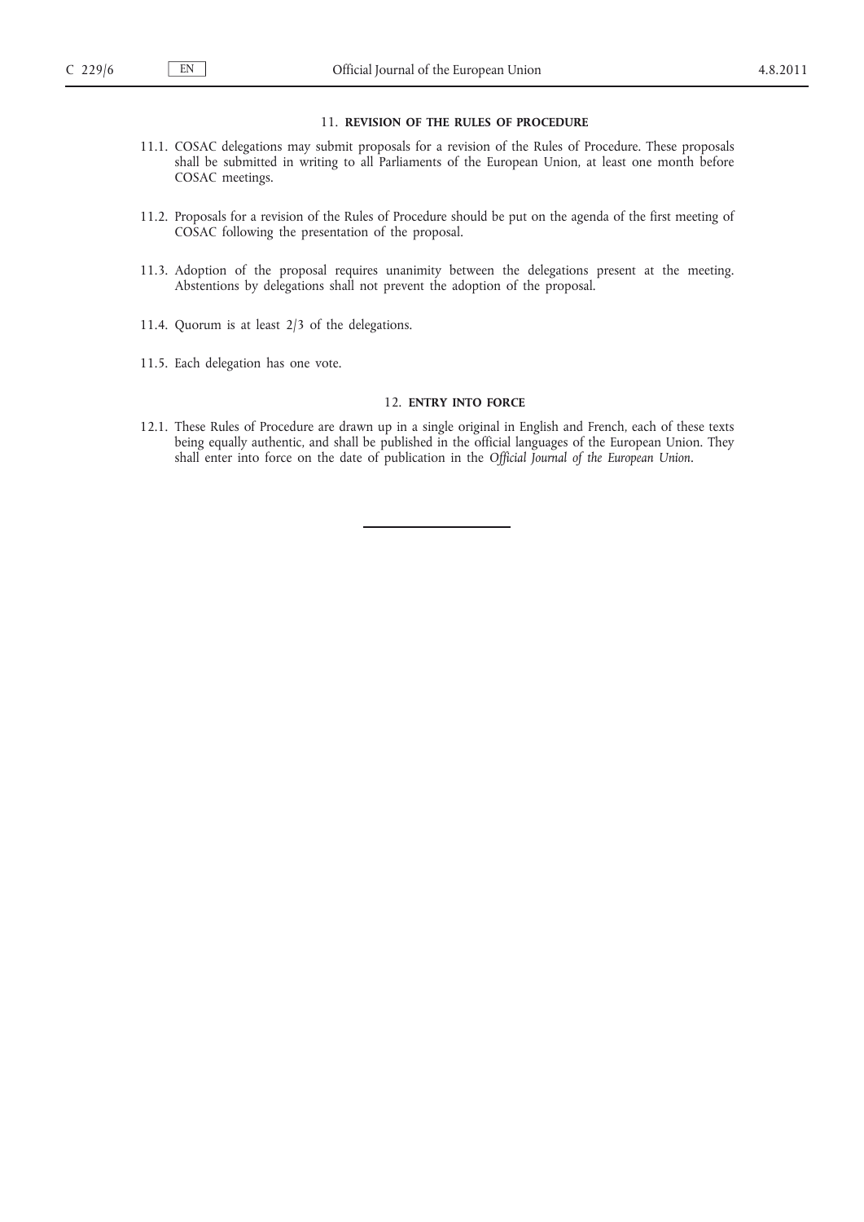## 11. REVISION OF THE RULES OF PROCEDURE

11.1. COSAC delegations may submit proposals for a revision of the Rules of Procedure. These proposals shall be submitted in writing to all Parliaments of the European Union, at least one month before COSAC meetings.

11.2. Proposals for a revision of the Rules of Procedure should be put on the agenda of the first meeting of COSAC following the presentation of the proposal.

11.3. Adoption of the proposal requires unanimity between the delegations present at the meeting. Abstentions by delegations shall not prevent the adoption of the proposal.

11.4. Quorum is at least 2/3 of the delegations.

11.5. Each delegation has one vote.

## 12. ENTRY INTO FORCE

12.1. These Rules of Procedure are drawn up in a single original in English and French, each of these texts being equally authentic, and shall be published in the official languages of the European Union. They shall enter into force on the date of publication in the *Official Journal of the European Union*.